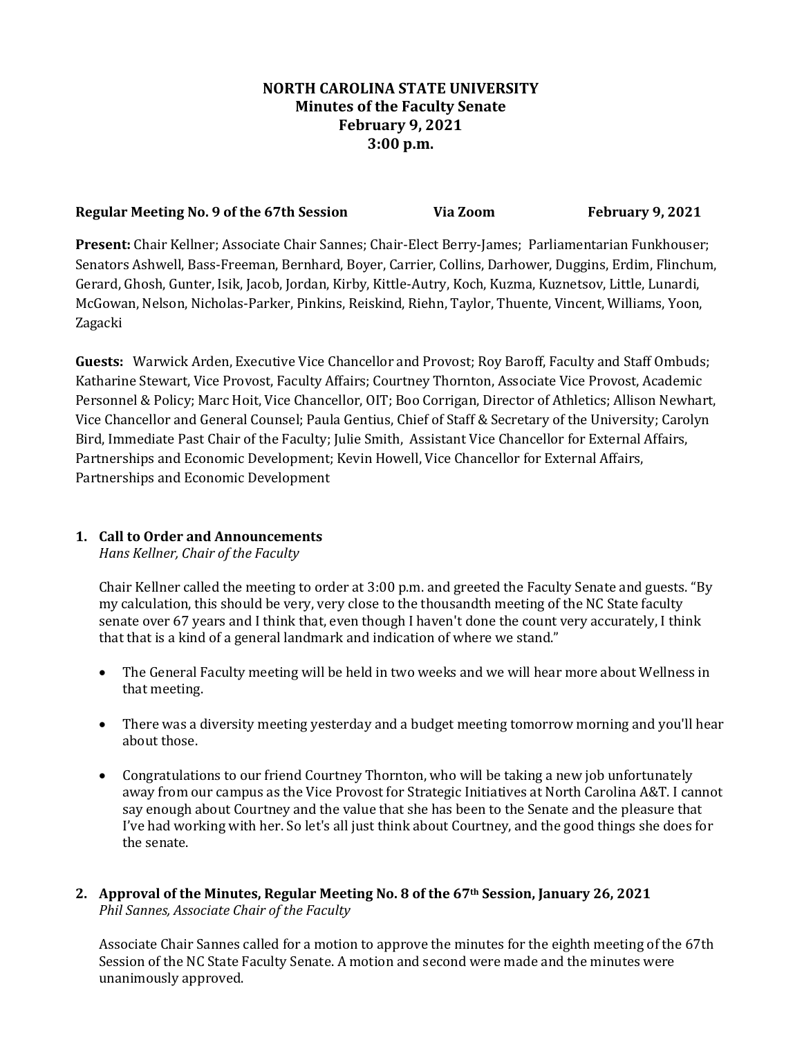# NORTH CAROLINA STATE UNIVERSITY
## Minutes of the Faculty Senate
## February 9, 2021
## 3:00 p.m.

**Regular Meeting No. 9 of the 67th Session** **Via Zoom** **February 9, 2021**

**Present:** Chair Kellner; Associate Chair Sannes; Chair-Elect Berry-James; Parliamentarian Funkhouser; Senators Ashwell, Bass-Freeman, Bernhard, Boyer, Carrier, Collins, Darhower, Duggins, Erdim, Flinchum, Gerard, Ghosh, Gunter, Isik, Jacob, Jordan, Kirby, Kittle-Autry, Koch, Kuzma, Kuznetsov, Little, Lunardi, McGowan, Nelson, Nicholas-Parker, Pinkins, Reiskind, Riehn, Taylor, Thuente, Vincent, Williams, Yoon, Zagacki

**Guests:** Warwick Arden, Executive Vice Chancellor and Provost; Roy Baroff, Faculty and Staff Ombuds; Katharine Stewart, Vice Provost, Faculty Affairs; Courtney Thornton, Associate Vice Provost, Academic Personnel & Policy; Marc Hoit, Vice Chancellor, OIT; Boo Corrigan, Director of Athletics; Allison Newhart, Vice Chancellor and General Counsel; Paula Gentius, Chief of Staff & Secretary of the University; Carolyn Bird, Immediate Past Chair of the Faculty; Julie Smith, Assistant Vice Chancellor for External Affairs, Partnerships and Economic Development; Kevin Howell, Vice Chancellor for External Affairs, Partnerships and Economic Development

1. **Call to Order and Announcements**
   *Hans Kellner, Chair of the Faculty*

   Chair Kellner called the meeting to order at 3:00 p.m. and greeted the Faculty Senate and guests. "By my calculation, this should be very, very close to the thousandth meeting of the NC State faculty senate over 67 years and I think that, even though I haven't done the count very accurately, I think that that is a kind of a general landmark and indication of where we stand."

   - The General Faculty meeting will be held in two weeks and we will hear more about Wellness in that meeting.
   - There was a diversity meeting yesterday and a budget meeting tomorrow morning and you'll hear about those.
   - Congratulations to our friend Courtney Thornton, who will be taking a new job unfortunately away from our campus as the Vice Provost for Strategic Initiatives at North Carolina A&T. I cannot say enough about Courtney and the value that she has been to the Senate and the pleasure that I've had working with her. So let's all just think about Courtney, and the good things she does for the senate.

2. **Approval of the Minutes, Regular Meeting No. 8 of the 67th Session, January 26, 2021**
   *Phil Sannes, Associate Chair of the Faculty*

   Associate Chair Sannes called for a motion to approve the minutes for the eighth meeting of the 67th Session of the NC State Faculty Senate. A motion and second were made and the minutes were unanimously approved.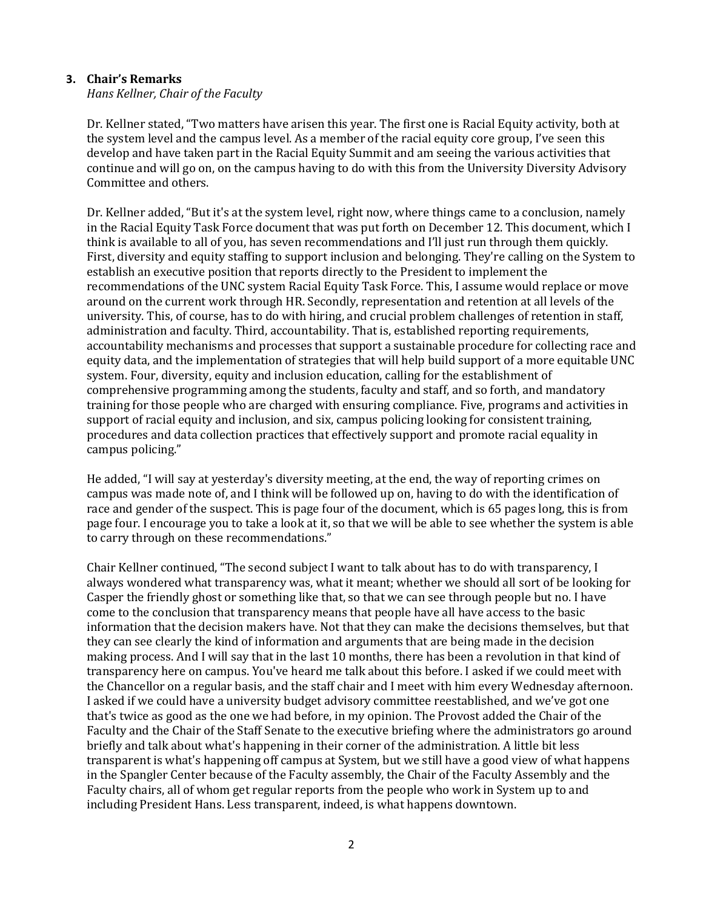### 3. Chair's Remarks

*Hans Kellner, Chair of the Faculty*

Dr. Kellner stated, "Two matters have arisen this year. The first one is Racial Equity activity, both at the system level and the campus level. As a member of the racial equity core group, I've seen this develop and have taken part in the Racial Equity Summit and am seeing the various activities that continue and will go on, on the campus having to do with this from the University Diversity Advisory Committee and others.

Dr. Kellner added, "But it's at the system level, right now, where things came to a conclusion, namely in the Racial Equity Task Force document that was put forth on December 12. This document, which I think is available to all of you, has seven recommendations and I'll just run through them quickly. First, diversity and equity staffing to support inclusion and belonging. They're calling on the System to establish an executive position that reports directly to the President to implement the recommendations of the UNC system Racial Equity Task Force. This, I assume would replace or move around on the current work through HR. Secondly, representation and retention at all levels of the university. This, of course, has to do with hiring, and crucial problem challenges of retention in staff, administration and faculty. Third, accountability. That is, established reporting requirements, accountability mechanisms and processes that support a sustainable procedure for collecting race and equity data, and the implementation of strategies that will help build support of a more equitable UNC system. Four, diversity, equity and inclusion education, calling for the establishment of comprehensive programming among the students, faculty and staff, and so forth, and mandatory training for those people who are charged with ensuring compliance. Five, programs and activities in support of racial equity and inclusion, and six, campus policing looking for consistent training, procedures and data collection practices that effectively support and promote racial equality in campus policing."

He added, "I will say at yesterday's diversity meeting, at the end, the way of reporting crimes on campus was made note of, and I think will be followed up on, having to do with the identification of race and gender of the suspect. This is page four of the document, which is 65 pages long, this is from page four. I encourage you to take a look at it, so that we will be able to see whether the system is able to carry through on these recommendations."

Chair Kellner continued, "The second subject I want to talk about has to do with transparency, I always wondered what transparency was, what it meant; whether we should all sort of be looking for Casper the friendly ghost or something like that, so that we can see through people but no. I have come to the conclusion that transparency means that people have all have access to the basic information that the decision makers have. Not that they can make the decisions themselves, but that they can see clearly the kind of information and arguments that are being made in the decision making process. And I will say that in the last 10 months, there has been a revolution in that kind of transparency here on campus. You've heard me talk about this before. I asked if we could meet with the Chancellor on a regular basis, and the staff chair and I meet with him every Wednesday afternoon. I asked if we could have a university budget advisory committee reestablished, and we've got one that's twice as good as the one we had before, in my opinion. The Provost added the Chair of the Faculty and the Chair of the Staff Senate to the executive briefing where the administrators go around briefly and talk about what's happening in their corner of the administration. A little bit less transparent is what's happening off campus at System, but we still have a good view of what happens in the Spangler Center because of the Faculty assembly, the Chair of the Faculty Assembly and the Faculty chairs, all of whom get regular reports from the people who work in System up to and including President Hans. Less transparent, indeed, is what happens downtown.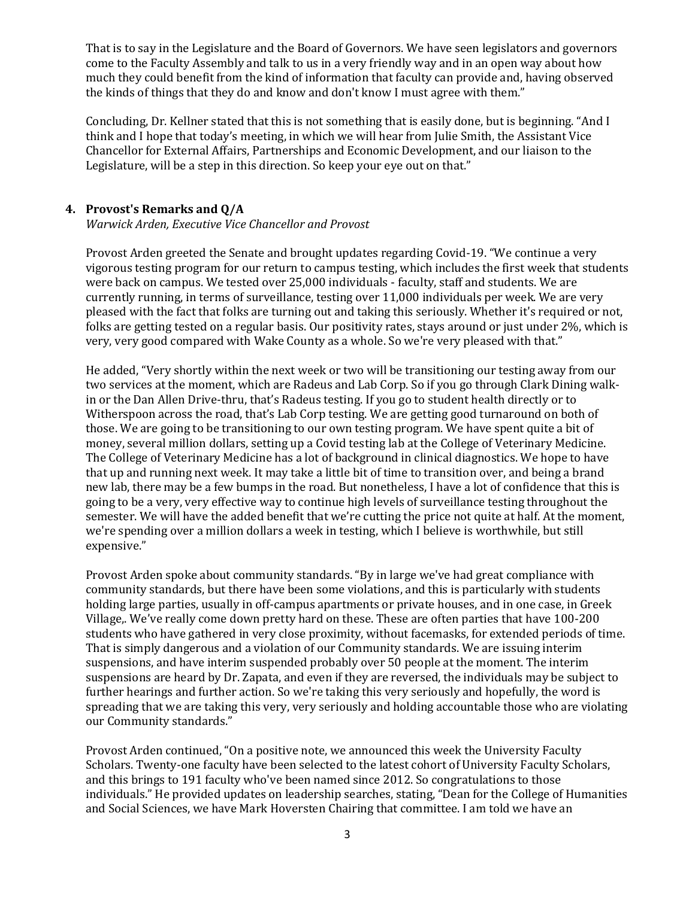That is to say in the Legislature and the Board of Governors. We have seen legislators and governors come to the Faculty Assembly and talk to us in a very friendly way and in an open way about how much they could benefit from the kind of information that faculty can provide and, having observed the kinds of things that they do and know and don't know I must agree with them."

Concluding, Dr. Kellner stated that this is not something that is easily done, but is beginning. "And I think and I hope that today's meeting, in which we will hear from Julie Smith, the Assistant Vice Chancellor for External Affairs, Partnerships and Economic Development, and our liaison to the Legislature, will be a step in this direction. So keep your eye out on that."

**4. Provost's Remarks and Q/A**

*Warwick Arden, Executive Vice Chancellor and Provost*

Provost Arden greeted the Senate and brought updates regarding Covid-19. "We continue a very vigorous testing program for our return to campus testing, which includes the first week that students were back on campus. We tested over 25,000 individuals - faculty, staff and students. We are currently running, in terms of surveillance, testing over 11,000 individuals per week. We are very pleased with the fact that folks are turning out and taking this seriously. Whether it's required or not, folks are getting tested on a regular basis. Our positivity rates, stays around or just under 2%, which is very, very good compared with Wake County as a whole. So we're very pleased with that."

He added, "Very shortly within the next week or two will be transitioning our testing away from our two services at the moment, which are Radeus and Lab Corp. So if you go through Clark Dining walk-in or the Dan Allen Drive-thru, that's Radeus testing. If you go to student health directly or to Witherspoon across the road, that's Lab Corp testing. We are getting good turnaround on both of those. We are going to be transitioning to our own testing program. We have spent quite a bit of money, several million dollars, setting up a Covid testing lab at the College of Veterinary Medicine. The College of Veterinary Medicine has a lot of background in clinical diagnostics. We hope to have that up and running next week. It may take a little bit of time to transition over, and being a brand new lab, there may be a few bumps in the road. But nonetheless, I have a lot of confidence that this is going to be a very, very effective way to continue high levels of surveillance testing throughout the semester. We will have the added benefit that we're cutting the price not quite at half. At the moment, we're spending over a million dollars a week in testing, which I believe is worthwhile, but still expensive."

Provost Arden spoke about community standards. "By in large we've had great compliance with community standards, but there have been some violations, and this is particularly with students holding large parties, usually in off-campus apartments or private houses, and in one case, in Greek Village,. We've really come down pretty hard on these. These are often parties that have 100-200 students who have gathered in very close proximity, without facemasks, for extended periods of time. That is simply dangerous and a violation of our Community standards. We are issuing interim suspensions, and have interim suspended probably over 50 people at the moment. The interim suspensions are heard by Dr. Zapata, and even if they are reversed, the individuals may be subject to further hearings and further action. So we're taking this very seriously and hopefully, the word is spreading that we are taking this very, very seriously and holding accountable those who are violating our Community standards."

Provost Arden continued, "On a positive note, we announced this week the University Faculty Scholars. Twenty-one faculty have been selected to the latest cohort of University Faculty Scholars, and this brings to 191 faculty who've been named since 2012. So congratulations to those individuals." He provided updates on leadership searches, stating, "Dean for the College of Humanities and Social Sciences, we have Mark Hoversten Chairing that committee. I am told we have an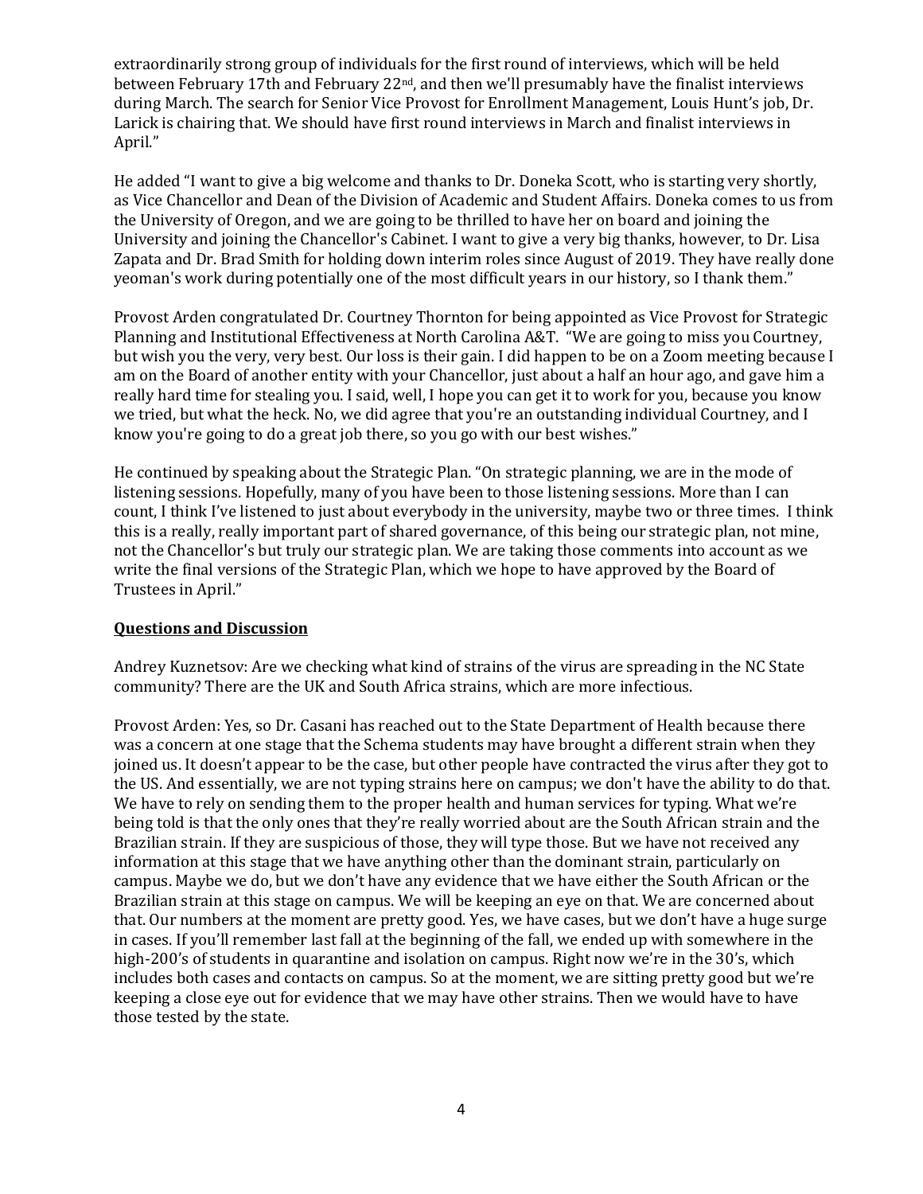extraordinarily strong group of individuals for the first round of interviews, which will be held between February 17th and February 22nd, and then we'll presumably have the finalist interviews during March. The search for Senior Vice Provost for Enrollment Management, Louis Hunt's job, Dr. Larick is chairing that. We should have first round interviews in March and finalist interviews in April."

He added "I want to give a big welcome and thanks to Dr. Doneka Scott, who is starting very shortly, as Vice Chancellor and Dean of the Division of Academic and Student Affairs. Doneka comes to us from the University of Oregon, and we are going to be thrilled to have her on board and joining the University and joining the Chancellor's Cabinet. I want to give a very big thanks, however, to Dr. Lisa Zapata and Dr. Brad Smith for holding down interim roles since August of 2019. They have really done yeoman's work during potentially one of the most difficult years in our history, so I thank them."

Provost Arden congratulated Dr. Courtney Thornton for being appointed as Vice Provost for Strategic Planning and Institutional Effectiveness at North Carolina A&T. "We are going to miss you Courtney, but wish you the very, very best. Our loss is their gain. I did happen to be on a Zoom meeting because I am on the Board of another entity with your Chancellor, just about a half an hour ago, and gave him a really hard time for stealing you. I said, well, I hope you can get it to work for you, because you know we tried, but what the heck. No, we did agree that you're an outstanding individual Courtney, and I know you're going to do a great job there, so you go with our best wishes."

He continued by speaking about the Strategic Plan. "On strategic planning, we are in the mode of listening sessions. Hopefully, many of you have been to those listening sessions. More than I can count, I think I've listened to just about everybody in the university, maybe two or three times. I think this is a really, really important part of shared governance, of this being our strategic plan, not mine, not the Chancellor's but truly our strategic plan. We are taking those comments into account as we write the final versions of the Strategic Plan, which we hope to have approved by the Board of Trustees in April."

**Questions and Discussion**

Andrey Kuznetsov: Are we checking what kind of strains of the virus are spreading in the NC State community? There are the UK and South Africa strains, which are more infectious.

Provost Arden: Yes, so Dr. Casani has reached out to the State Department of Health because there was a concern at one stage that the Schema students may have brought a different strain when they joined us. It doesn't appear to be the case, but other people have contracted the virus after they got to the US. And essentially, we are not typing strains here on campus; we don't have the ability to do that. We have to rely on sending them to the proper health and human services for typing. What we're being told is that the only ones that they're really worried about are the South African strain and the Brazilian strain. If they are suspicious of those, they will type those. But we have not received any information at this stage that we have anything other than the dominant strain, particularly on campus. Maybe we do, but we don't have any evidence that we have either the South African or the Brazilian strain at this stage on campus. We will be keeping an eye on that. We are concerned about that. Our numbers at the moment are pretty good. Yes, we have cases, but we don't have a huge surge in cases. If you'll remember last fall at the beginning of the fall, we ended up with somewhere in the high-200's of students in quarantine and isolation on campus. Right now we're in the 30's, which includes both cases and contacts on campus. So at the moment, we are sitting pretty good but we're keeping a close eye out for evidence that we may have other strains. Then we would have to have those tested by the state.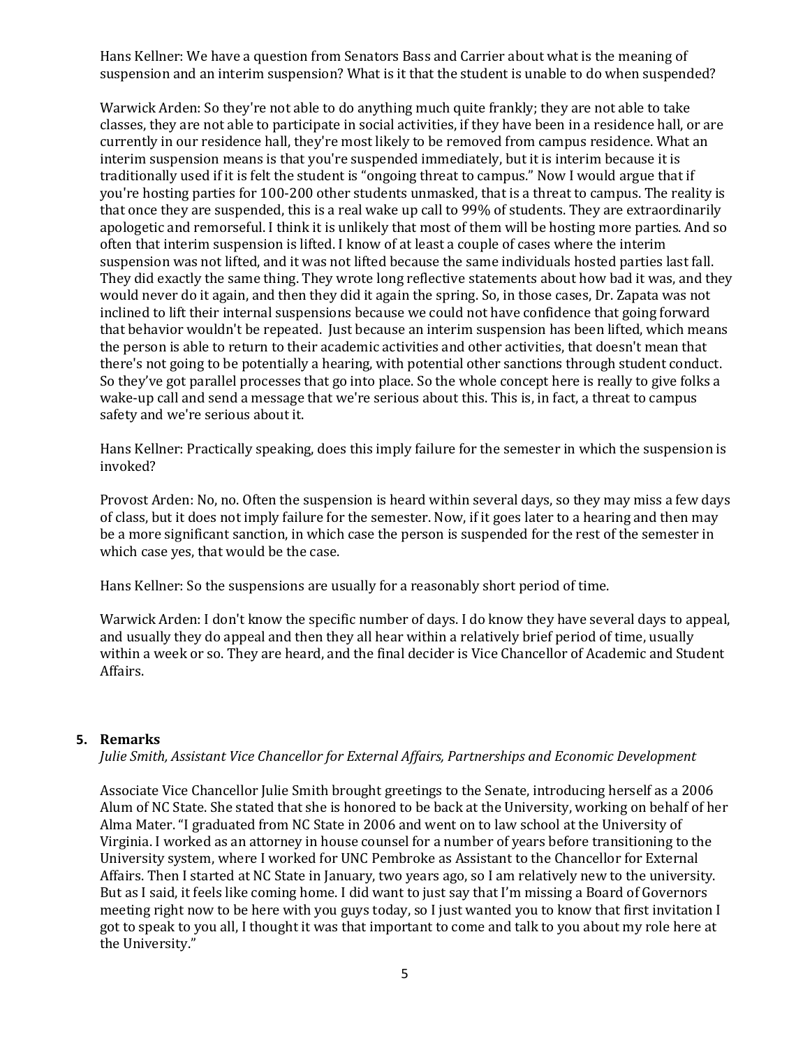Hans Kellner: We have a question from Senators Bass and Carrier about what is the meaning of suspension and an interim suspension? What is it that the student is unable to do when suspended?

Warwick Arden: So they're not able to do anything much quite frankly; they are not able to take classes, they are not able to participate in social activities, if they have been in a residence hall, or are currently in our residence hall, they're most likely to be removed from campus residence. What an interim suspension means is that you're suspended immediately, but it is interim because it is traditionally used if it is felt the student is "ongoing threat to campus." Now I would argue that if you're hosting parties for 100-200 other students unmasked, that is a threat to campus. The reality is that once they are suspended, this is a real wake up call to 99% of students. They are extraordinarily apologetic and remorseful. I think it is unlikely that most of them will be hosting more parties. And so often that interim suspension is lifted. I know of at least a couple of cases where the interim suspension was not lifted, and it was not lifted because the same individuals hosted parties last fall. They did exactly the same thing. They wrote long reflective statements about how bad it was, and they would never do it again, and then they did it again the spring. So, in those cases, Dr. Zapata was not inclined to lift their internal suspensions because we could not have confidence that going forward that behavior wouldn't be repeated. Just because an interim suspension has been lifted, which means the person is able to return to their academic activities and other activities, that doesn't mean that there's not going to be potentially a hearing, with potential other sanctions through student conduct. So they've got parallel processes that go into place. So the whole concept here is really to give folks a wake-up call and send a message that we're serious about this. This is, in fact, a threat to campus safety and we're serious about it.

Hans Kellner: Practically speaking, does this imply failure for the semester in which the suspension is invoked?

Provost Arden: No, no. Often the suspension is heard within several days, so they may miss a few days of class, but it does not imply failure for the semester. Now, if it goes later to a hearing and then may be a more significant sanction, in which case the person is suspended for the rest of the semester in which case yes, that would be the case.

Hans Kellner: So the suspensions are usually for a reasonably short period of time.

Warwick Arden: I don't know the specific number of days. I do know they have several days to appeal, and usually they do appeal and then they all hear within a relatively brief period of time, usually within a week or so. They are heard, and the final decider is Vice Chancellor of Academic and Student Affairs.

## 5. Remarks

*Julie Smith, Assistant Vice Chancellor for External Affairs, Partnerships and Economic Development*

Associate Vice Chancellor Julie Smith brought greetings to the Senate, introducing herself as a 2006 Alum of NC State. She stated that she is honored to be back at the University, working on behalf of her Alma Mater. "I graduated from NC State in 2006 and went on to law school at the University of Virginia. I worked as an attorney in house counsel for a number of years before transitioning to the University system, where I worked for UNC Pembroke as Assistant to the Chancellor for External Affairs. Then I started at NC State in January, two years ago, so I am relatively new to the university. But as I said, it feels like coming home. I did want to just say that I'm missing a Board of Governors meeting right now to be here with you guys today, so I just wanted you to know that first invitation I got to speak to you all, I thought it was that important to come and talk to you about my role here at the University."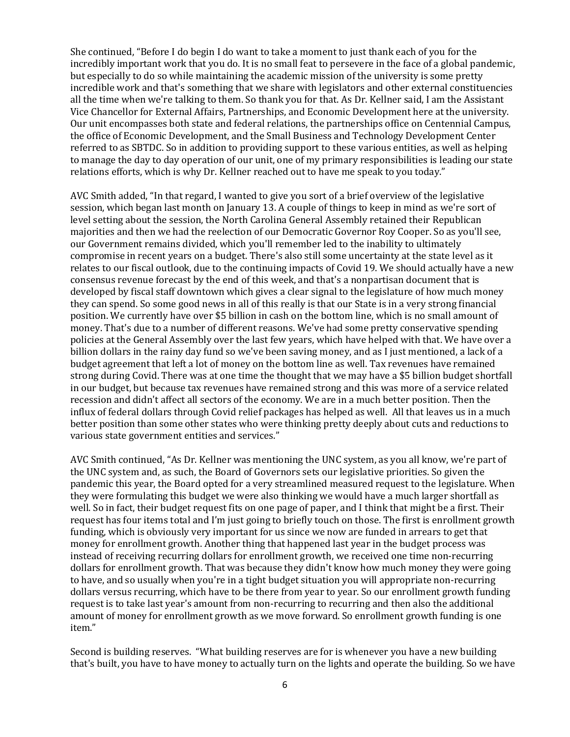She continued, “Before I do begin I do want to take a moment to just thank each of you for the incredibly important work that you do. It is no small feat to persevere in the face of a global pandemic, but especially to do so while maintaining the academic mission of the university is some pretty incredible work and that's something that we share with legislators and other external constituencies all the time when we're talking to them. So thank you for that. As Dr. Kellner said, I am the Assistant Vice Chancellor for External Affairs, Partnerships, and Economic Development here at the university. Our unit encompasses both state and federal relations, the partnerships office on Centennial Campus, the office of Economic Development, and the Small Business and Technology Development Center referred to as SBTDC. So in addition to providing support to these various entities, as well as helping to manage the day to day operation of our unit, one of my primary responsibilities is leading our state relations efforts, which is why Dr. Kellner reached out to have me speak to you today.”

AVC Smith added, “In that regard, I wanted to give you sort of a brief overview of the legislative session, which began last month on January 13. A couple of things to keep in mind as we're sort of level setting about the session, the North Carolina General Assembly retained their Republican majorities and then we had the reelection of our Democratic Governor Roy Cooper. So as you'll see, our Government remains divided, which you'll remember led to the inability to ultimately compromise in recent years on a budget. There's also still some uncertainty at the state level as it relates to our fiscal outlook, due to the continuing impacts of Covid 19. We should actually have a new consensus revenue forecast by the end of this week, and that's a nonpartisan document that is developed by fiscal staff downtown which gives a clear signal to the legislature of how much money they can spend. So some good news in all of this really is that our State is in a very strong financial position. We currently have over $5 billion in cash on the bottom line, which is no small amount of money. That's due to a number of different reasons. We've had some pretty conservative spending policies at the General Assembly over the last few years, which have helped with that. We have over a billion dollars in the rainy day fund so we've been saving money, and as I just mentioned, a lack of a budget agreement that left a lot of money on the bottom line as well. Tax revenues have remained strong during Covid. There was at one time the thought that we may have a $5 billion budget shortfall in our budget, but because tax revenues have remained strong and this was more of a service related recession and didn't affect all sectors of the economy. We are in a much better position. Then the influx of federal dollars through Covid relief packages has helped as well. All that leaves us in a much better position than some other states who were thinking pretty deeply about cuts and reductions to various state government entities and services.”

AVC Smith continued, “As Dr. Kellner was mentioning the UNC system, as you all know, we're part of the UNC system and, as such, the Board of Governors sets our legislative priorities. So given the pandemic this year, the Board opted for a very streamlined measured request to the legislature. When they were formulating this budget we were also thinking we would have a much larger shortfall as well. So in fact, their budget request fits on one page of paper, and I think that might be a first. Their request has four items total and I'm just going to briefly touch on those. The first is enrollment growth funding, which is obviously very important for us since we now are funded in arrears to get that money for enrollment growth. Another thing that happened last year in the budget process was instead of receiving recurring dollars for enrollment growth, we received one time non-recurring dollars for enrollment growth. That was because they didn't know how much money they were going to have, and so usually when you're in a tight budget situation you will appropriate non-recurring dollars versus recurring, which have to be there from year to year. So our enrollment growth funding request is to take last year's amount from non-recurring to recurring and then also the additional amount of money for enrollment growth as we move forward. So enrollment growth funding is one item.”

Second is building reserves. “What building reserves are for is whenever you have a new building that's built, you have to have money to actually turn on the lights and operate the building. So we have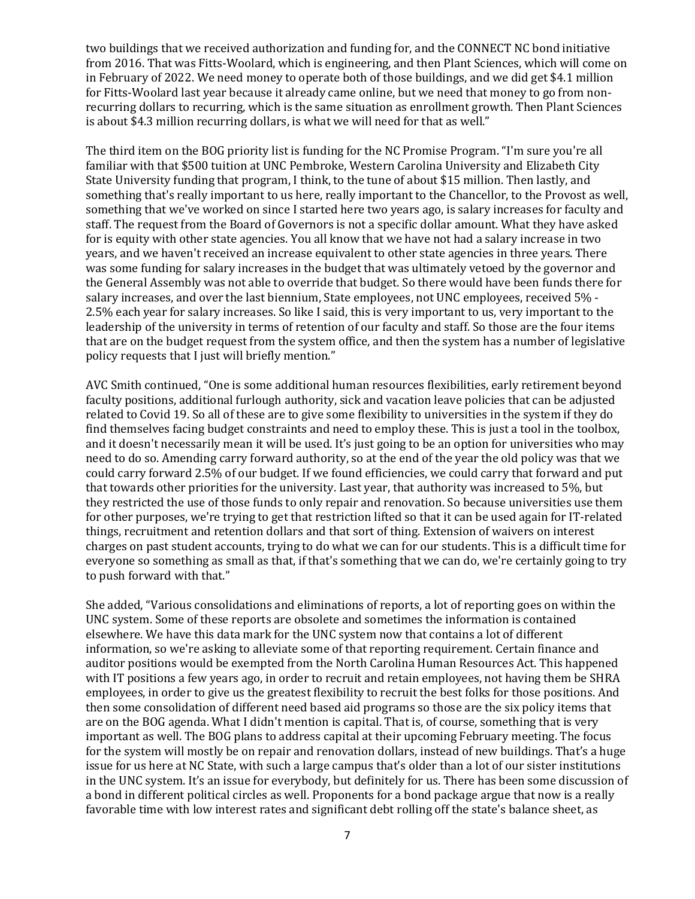two buildings that we received authorization and funding for, and the CONNECT NC bond initiative from 2016. That was Fitts-Woolard, which is engineering, and then Plant Sciences, which will come on in February of 2022. We need money to operate both of those buildings, and we did get $4.1 million for Fitts-Woolard last year because it already came online, but we need that money to go from non-recurring dollars to recurring, which is the same situation as enrollment growth. Then Plant Sciences is about $4.3 million recurring dollars, is what we will need for that as well."

The third item on the BOG priority list is funding for the NC Promise Program. "I'm sure you're all familiar with that $500 tuition at UNC Pembroke, Western Carolina University and Elizabeth City State University funding that program, I think, to the tune of about $15 million. Then lastly, and something that's really important to us here, really important to the Chancellor, to the Provost as well, something that we've worked on since I started here two years ago, is salary increases for faculty and staff. The request from the Board of Governors is not a specific dollar amount. What they have asked for is equity with other state agencies. You all know that we have not had a salary increase in two years, and we haven't received an increase equivalent to other state agencies in three years. There was some funding for salary increases in the budget that was ultimately vetoed by the governor and the General Assembly was not able to override that budget. So there would have been funds there for salary increases, and over the last biennium, State employees, not UNC employees, received 5% - 2.5% each year for salary increases. So like I said, this is very important to us, very important to the leadership of the university in terms of retention of our faculty and staff. So those are the four items that are on the budget request from the system office, and then the system has a number of legislative policy requests that I just will briefly mention."

AVC Smith continued, "One is some additional human resources flexibilities, early retirement beyond faculty positions, additional furlough authority, sick and vacation leave policies that can be adjusted related to Covid 19. So all of these are to give some flexibility to universities in the system if they do find themselves facing budget constraints and need to employ these. This is just a tool in the toolbox, and it doesn't necessarily mean it will be used. It's just going to be an option for universities who may need to do so. Amending carry forward authority, so at the end of the year the old policy was that we could carry forward 2.5% of our budget. If we found efficiencies, we could carry that forward and put that towards other priorities for the university. Last year, that authority was increased to 5%, but they restricted the use of those funds to only repair and renovation. So because universities use them for other purposes, we're trying to get that restriction lifted so that it can be used again for IT-related things, recruitment and retention dollars and that sort of thing. Extension of waivers on interest charges on past student accounts, trying to do what we can for our students. This is a difficult time for everyone so something as small as that, if that's something that we can do, we're certainly going to try to push forward with that."

She added, "Various consolidations and eliminations of reports, a lot of reporting goes on within the UNC system. Some of these reports are obsolete and sometimes the information is contained elsewhere. We have this data mark for the UNC system now that contains a lot of different information, so we're asking to alleviate some of that reporting requirement. Certain finance and auditor positions would be exempted from the North Carolina Human Resources Act. This happened with IT positions a few years ago, in order to recruit and retain employees, not having them be SHRA employees, in order to give us the greatest flexibility to recruit the best folks for those positions. And then some consolidation of different need based aid programs so those are the six policy items that are on the BOG agenda. What I didn't mention is capital. That is, of course, something that is very important as well. The BOG plans to address capital at their upcoming February meeting. The focus for the system will mostly be on repair and renovation dollars, instead of new buildings. That's a huge issue for us here at NC State, with such a large campus that's older than a lot of our sister institutions in the UNC system. It's an issue for everybody, but definitely for us. There has been some discussion of a bond in different political circles as well. Proponents for a bond package argue that now is a really favorable time with low interest rates and significant debt rolling off the state's balance sheet, as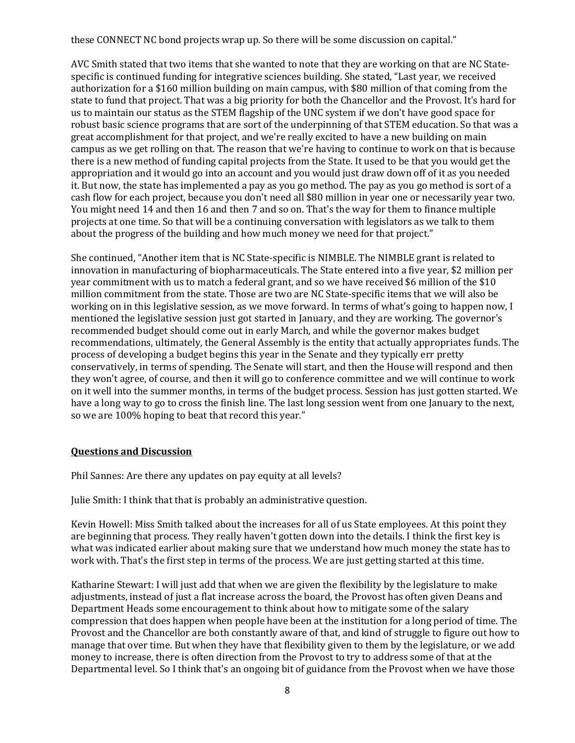these CONNECT NC bond projects wrap up. So there will be some discussion on capital."

AVC Smith stated that two items that she wanted to note that they are working on that are NC State-specific is continued funding for integrative sciences building. She stated, "Last year, we received authorization for a $160 million building on main campus, with $80 million of that coming from the state to fund that project. That was a big priority for both the Chancellor and the Provost. It's hard for us to maintain our status as the STEM flagship of the UNC system if we don't have good space for robust basic science programs that are sort of the underpinning of that STEM education. So that was a great accomplishment for that project, and we're really excited to have a new building on main campus as we get rolling on that. The reason that we're having to continue to work on that is because there is a new method of funding capital projects from the State. It used to be that you would get the appropriation and it would go into an account and you would just draw down off of it as you needed it. But now, the state has implemented a pay as you go method. The pay as you go method is sort of a cash flow for each project, because you don't need all $80 million in year one or necessarily year two. You might need 14 and then 16 and then 7 and so on. That's the way for them to finance multiple projects at one time. So that will be a continuing conversation with legislators as we talk to them about the progress of the building and how much money we need for that project."

She continued, "Another item that is NC State-specific is NIMBLE. The NIMBLE grant is related to innovation in manufacturing of biopharmaceuticals. The State entered into a five year, $2 million per year commitment with us to match a federal grant, and so we have received $6 million of the $10 million commitment from the state. Those are two are NC State-specific items that we will also be working on in this legislative session, as we move forward. In terms of what's going to happen now, I mentioned the legislative session just got started in January, and they are working. The governor's recommended budget should come out in early March, and while the governor makes budget recommendations, ultimately, the General Assembly is the entity that actually appropriates funds. The process of developing a budget begins this year in the Senate and they typically err pretty conservatively, in terms of spending. The Senate will start, and then the House will respond and then they won't agree, of course, and then it will go to conference committee and we will continue to work on it well into the summer months, in terms of the budget process. Session has just gotten started. We have a long way to go to cross the finish line. The last long session went from one January to the next, so we are 100% hoping to beat that record this year."

**Questions and Discussion**

Phil Sannes: Are there any updates on pay equity at all levels?

Julie Smith: I think that that is probably an administrative question.

Kevin Howell: Miss Smith talked about the increases for all of us State employees. At this point they are beginning that process. They really haven't gotten down into the details. I think the first key is what was indicated earlier about making sure that we understand how much money the state has to work with. That's the first step in terms of the process. We are just getting started at this time.

Katharine Stewart: I will just add that when we are given the flexibility by the legislature to make adjustments, instead of just a flat increase across the board, the Provost has often given Deans and Department Heads some encouragement to think about how to mitigate some of the salary compression that does happen when people have been at the institution for a long period of time. The Provost and the Chancellor are both constantly aware of that, and kind of struggle to figure out how to manage that over time. But when they have that flexibility given to them by the legislature, or we add money to increase, there is often direction from the Provost to try to address some of that at the Departmental level. So I think that's an ongoing bit of guidance from the Provost when we have those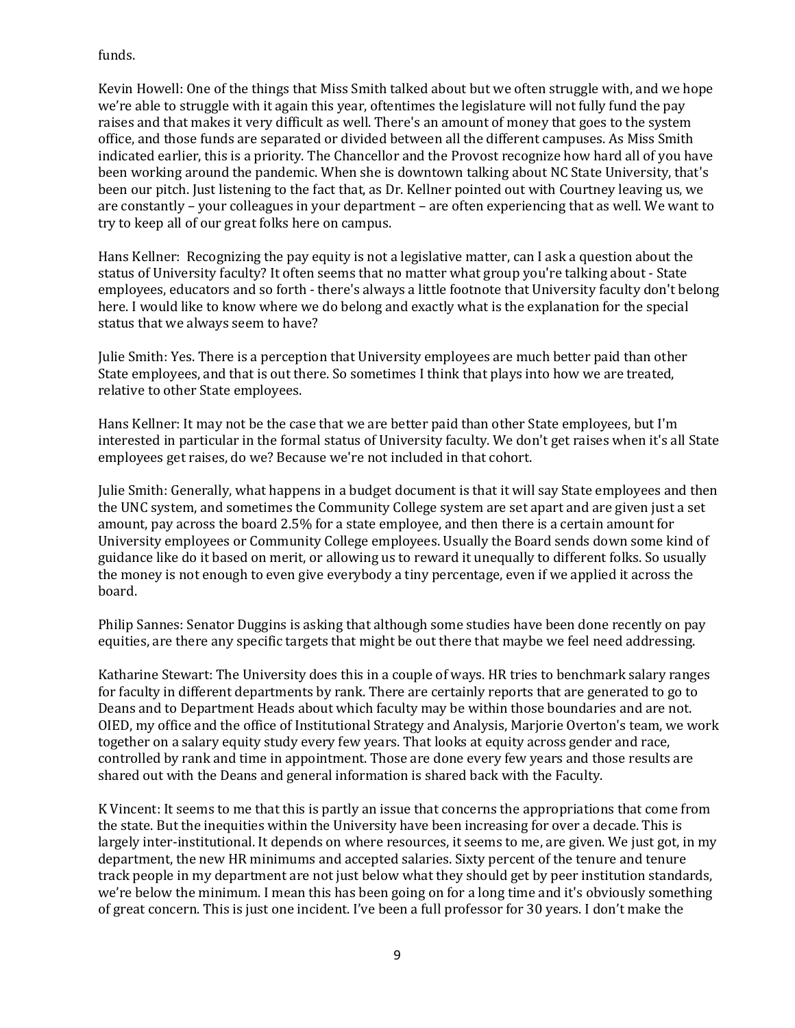funds.

Kevin Howell: One of the things that Miss Smith talked about but we often struggle with, and we hope we're able to struggle with it again this year, oftentimes the legislature will not fully fund the pay raises and that makes it very difficult as well. There's an amount of money that goes to the system office, and those funds are separated or divided between all the different campuses. As Miss Smith indicated earlier, this is a priority. The Chancellor and the Provost recognize how hard all of you have been working around the pandemic. When she is downtown talking about NC State University, that's been our pitch. Just listening to the fact that, as Dr. Kellner pointed out with Courtney leaving us, we are constantly – your colleagues in your department – are often experiencing that as well. We want to try to keep all of our great folks here on campus.

Hans Kellner: Recognizing the pay equity is not a legislative matter, can I ask a question about the status of University faculty? It often seems that no matter what group you're talking about - State employees, educators and so forth - there's always a little footnote that University faculty don't belong here. I would like to know where we do belong and exactly what is the explanation for the special status that we always seem to have?

Julie Smith: Yes. There is a perception that University employees are much better paid than other State employees, and that is out there. So sometimes I think that plays into how we are treated, relative to other State employees.

Hans Kellner: It may not be the case that we are better paid than other State employees, but I'm interested in particular in the formal status of University faculty. We don't get raises when it's all State employees get raises, do we? Because we're not included in that cohort.

Julie Smith: Generally, what happens in a budget document is that it will say State employees and then the UNC system, and sometimes the Community College system are set apart and are given just a set amount, pay across the board 2.5% for a state employee, and then there is a certain amount for University employees or Community College employees. Usually the Board sends down some kind of guidance like do it based on merit, or allowing us to reward it unequally to different folks. So usually the money is not enough to even give everybody a tiny percentage, even if we applied it across the board.

Philip Sannes: Senator Duggins is asking that although some studies have been done recently on pay equities, are there any specific targets that might be out there that maybe we feel need addressing.

Katharine Stewart: The University does this in a couple of ways. HR tries to benchmark salary ranges for faculty in different departments by rank. There are certainly reports that are generated to go to Deans and to Department Heads about which faculty may be within those boundaries and are not. OIED, my office and the office of Institutional Strategy and Analysis, Marjorie Overton's team, we work together on a salary equity study every few years. That looks at equity across gender and race, controlled by rank and time in appointment. Those are done every few years and those results are shared out with the Deans and general information is shared back with the Faculty.

K Vincent: It seems to me that this is partly an issue that concerns the appropriations that come from the state. But the inequities within the University have been increasing for over a decade. This is largely inter-institutional. It depends on where resources, it seems to me, are given. We just got, in my department, the new HR minimums and accepted salaries. Sixty percent of the tenure and tenure track people in my department are not just below what they should get by peer institution standards, we're below the minimum. I mean this has been going on for a long time and it's obviously something of great concern. This is just one incident. I've been a full professor for 30 years. I don't make the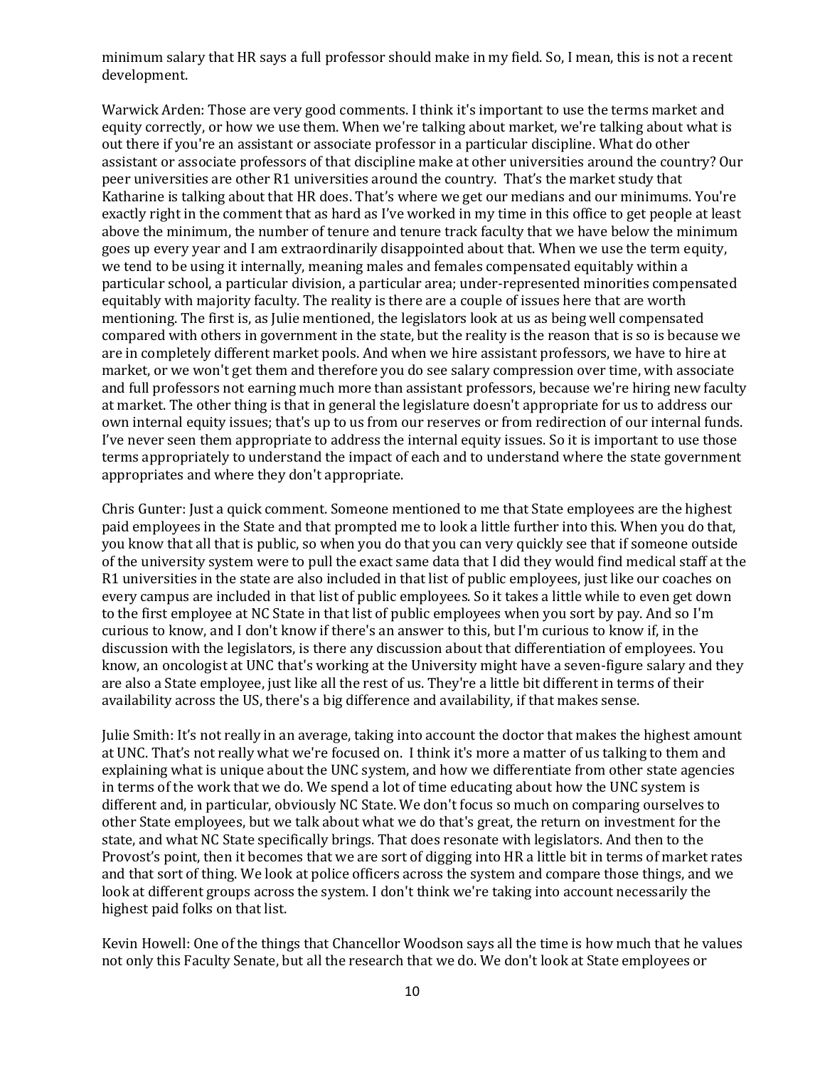minimum salary that HR says a full professor should make in my field. So, I mean, this is not a recent development.

Warwick Arden: Those are very good comments. I think it's important to use the terms market and equity correctly, or how we use them. When we're talking about market, we're talking about what is out there if you're an assistant or associate professor in a particular discipline. What do other assistant or associate professors of that discipline make at other universities around the country? Our peer universities are other R1 universities around the country. That's the market study that Katharine is talking about that HR does. That's where we get our medians and our minimums. You're exactly right in the comment that as hard as I've worked in my time in this office to get people at least above the minimum, the number of tenure and tenure track faculty that we have below the minimum goes up every year and I am extraordinarily disappointed about that. When we use the term equity, we tend to be using it internally, meaning males and females compensated equitably within a particular school, a particular division, a particular area; under-represented minorities compensated equitably with majority faculty. The reality is there are a couple of issues here that are worth mentioning. The first is, as Julie mentioned, the legislators look at us as being well compensated compared with others in government in the state, but the reality is the reason that is so is because we are in completely different market pools. And when we hire assistant professors, we have to hire at market, or we won't get them and therefore you do see salary compression over time, with associate and full professors not earning much more than assistant professors, because we're hiring new faculty at market. The other thing is that in general the legislature doesn't appropriate for us to address our own internal equity issues; that's up to us from our reserves or from redirection of our internal funds. I've never seen them appropriate to address the internal equity issues. So it is important to use those terms appropriately to understand the impact of each and to understand where the state government appropriates and where they don't appropriate.

Chris Gunter: Just a quick comment. Someone mentioned to me that State employees are the highest paid employees in the State and that prompted me to look a little further into this. When you do that, you know that all that is public, so when you do that you can very quickly see that if someone outside of the university system were to pull the exact same data that I did they would find medical staff at the R1 universities in the state are also included in that list of public employees, just like our coaches on every campus are included in that list of public employees. So it takes a little while to even get down to the first employee at NC State in that list of public employees when you sort by pay. And so I'm curious to know, and I don't know if there's an answer to this, but I'm curious to know if, in the discussion with the legislators, is there any discussion about that differentiation of employees. You know, an oncologist at UNC that's working at the University might have a seven-figure salary and they are also a State employee, just like all the rest of us. They're a little bit different in terms of their availability across the US, there's a big difference and availability, if that makes sense.

Julie Smith: It's not really in an average, taking into account the doctor that makes the highest amount at UNC. That's not really what we're focused on. I think it's more a matter of us talking to them and explaining what is unique about the UNC system, and how we differentiate from other state agencies in terms of the work that we do. We spend a lot of time educating about how the UNC system is different and, in particular, obviously NC State. We don't focus so much on comparing ourselves to other State employees, but we talk about what we do that's great, the return on investment for the state, and what NC State specifically brings. That does resonate with legislators. And then to the Provost's point, then it becomes that we are sort of digging into HR a little bit in terms of market rates and that sort of thing. We look at police officers across the system and compare those things, and we look at different groups across the system. I don't think we're taking into account necessarily the highest paid folks on that list.

Kevin Howell: One of the things that Chancellor Woodson says all the time is how much that he values not only this Faculty Senate, but all the research that we do. We don't look at State employees or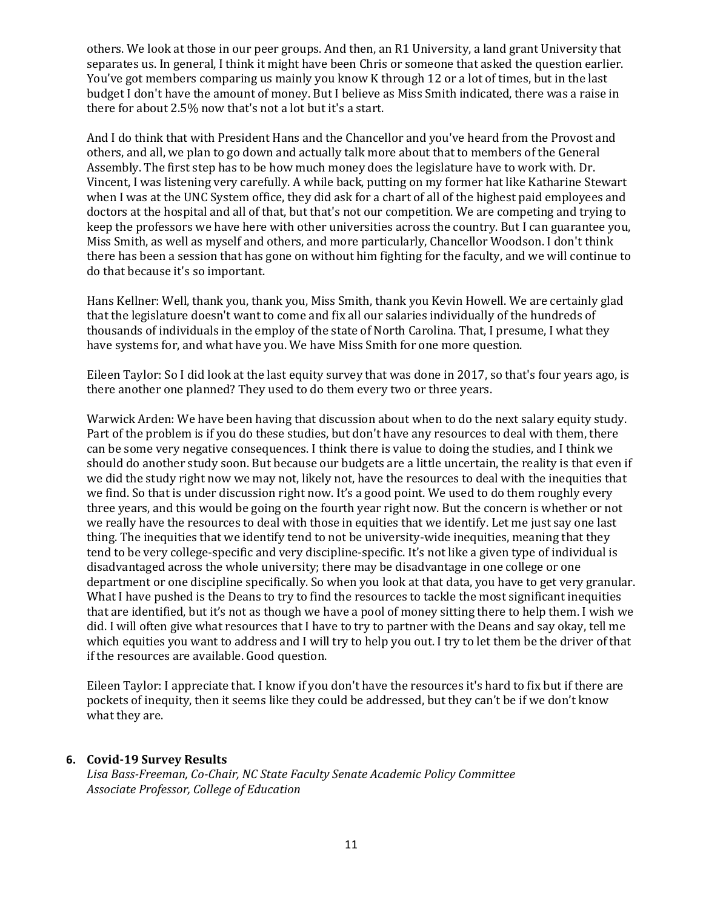others. We look at those in our peer groups. And then, an R1 University, a land grant University that separates us. In general, I think it might have been Chris or someone that asked the question earlier. You've got members comparing us mainly you know K through 12 or a lot of times, but in the last budget I don't have the amount of money. But I believe as Miss Smith indicated, there was a raise in there for about 2.5% now that's not a lot but it's a start.

And I do think that with President Hans and the Chancellor and you've heard from the Provost and others, and all, we plan to go down and actually talk more about that to members of the General Assembly. The first step has to be how much money does the legislature have to work with. Dr. Vincent, I was listening very carefully. A while back, putting on my former hat like Katharine Stewart when I was at the UNC System office, they did ask for a chart of all of the highest paid employees and doctors at the hospital and all of that, but that's not our competition. We are competing and trying to keep the professors we have here with other universities across the country. But I can guarantee you, Miss Smith, as well as myself and others, and more particularly, Chancellor Woodson. I don't think there has been a session that has gone on without him fighting for the faculty, and we will continue to do that because it's so important.

Hans Kellner: Well, thank you, thank you, Miss Smith, thank you Kevin Howell. We are certainly glad that the legislature doesn't want to come and fix all our salaries individually of the hundreds of thousands of individuals in the employ of the state of North Carolina. That, I presume, I what they have systems for, and what have you. We have Miss Smith for one more question.

Eileen Taylor: So I did look at the last equity survey that was done in 2017, so that's four years ago, is there another one planned? They used to do them every two or three years.

Warwick Arden: We have been having that discussion about when to do the next salary equity study. Part of the problem is if you do these studies, but don't have any resources to deal with them, there can be some very negative consequences. I think there is value to doing the studies, and I think we should do another study soon. But because our budgets are a little uncertain, the reality is that even if we did the study right now we may not, likely not, have the resources to deal with the inequities that we find. So that is under discussion right now. It's a good point. We used to do them roughly every three years, and this would be going on the fourth year right now. But the concern is whether or not we really have the resources to deal with those in equities that we identify. Let me just say one last thing. The inequities that we identify tend to not be university-wide inequities, meaning that they tend to be very college-specific and very discipline-specific. It's not like a given type of individual is disadvantaged across the whole university; there may be disadvantage in one college or one department or one discipline specifically. So when you look at that data, you have to get very granular. What I have pushed is the Deans to try to find the resources to tackle the most significant inequities that are identified, but it's not as though we have a pool of money sitting there to help them. I wish we did. I will often give what resources that I have to try to partner with the Deans and say okay, tell me which equities you want to address and I will try to help you out. I try to let them be the driver of that if the resources are available. Good question.

Eileen Taylor: I appreciate that. I know if you don't have the resources it's hard to fix but if there are pockets of inequity, then it seems like they could be addressed, but they can't be if we don't know what they are.

**6. Covid-19 Survey Results**

*Lisa Bass-Freeman, Co-Chair, NC State Faculty Senate Academic Policy Committee*
*Associate Professor, College of Education*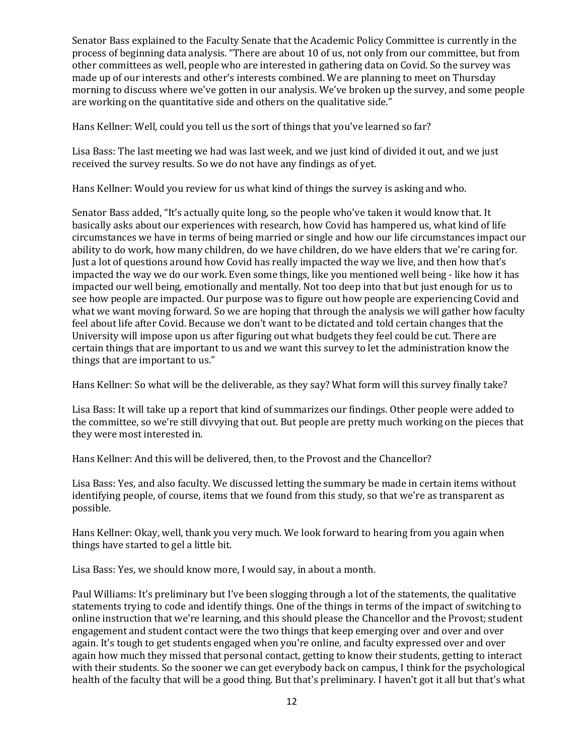Senator Bass explained to the Faculty Senate that the Academic Policy Committee is currently in the process of beginning data analysis. "There are about 10 of us, not only from our committee, but from other committees as well, people who are interested in gathering data on Covid. So the survey was made up of our interests and other's interests combined. We are planning to meet on Thursday morning to discuss where we've gotten in our analysis. We've broken up the survey, and some people are working on the quantitative side and others on the qualitative side."

Hans Kellner: Well, could you tell us the sort of things that you've learned so far?

Lisa Bass: The last meeting we had was last week, and we just kind of divided it out, and we just received the survey results. So we do not have any findings as of yet.

Hans Kellner: Would you review for us what kind of things the survey is asking and who.

Senator Bass added, "It's actually quite long, so the people who've taken it would know that. It basically asks about our experiences with research, how Covid has hampered us, what kind of life circumstances we have in terms of being married or single and how our life circumstances impact our ability to do work, how many children, do we have children, do we have elders that we're caring for. Just a lot of questions around how Covid has really impacted the way we live, and then how that's impacted the way we do our work. Even some things, like you mentioned well being - like how it has impacted our well being, emotionally and mentally. Not too deep into that but just enough for us to see how people are impacted. Our purpose was to figure out how people are experiencing Covid and what we want moving forward. So we are hoping that through the analysis we will gather how faculty feel about life after Covid. Because we don't want to be dictated and told certain changes that the University will impose upon us after figuring out what budgets they feel could be cut. There are certain things that are important to us and we want this survey to let the administration know the things that are important to us."

Hans Kellner: So what will be the deliverable, as they say? What form will this survey finally take?

Lisa Bass: It will take up a report that kind of summarizes our findings. Other people were added to the committee, so we're still divvying that out. But people are pretty much working on the pieces that they were most interested in.

Hans Kellner: And this will be delivered, then, to the Provost and the Chancellor?

Lisa Bass: Yes, and also faculty. We discussed letting the summary be made in certain items without identifying people, of course, items that we found from this study, so that we're as transparent as possible.

Hans Kellner: Okay, well, thank you very much. We look forward to hearing from you again when things have started to gel a little bit.

Lisa Bass: Yes, we should know more, I would say, in about a month.

Paul Williams: It's preliminary but I've been slogging through a lot of the statements, the qualitative statements trying to code and identify things. One of the things in terms of the impact of switching to online instruction that we're learning, and this should please the Chancellor and the Provost; student engagement and student contact were the two things that keep emerging over and over and over again. It's tough to get students engaged when you're online, and faculty expressed over and over again how much they missed that personal contact, getting to know their students, getting to interact with their students. So the sooner we can get everybody back on campus, I think for the psychological health of the faculty that will be a good thing. But that's preliminary. I haven't got it all but that's what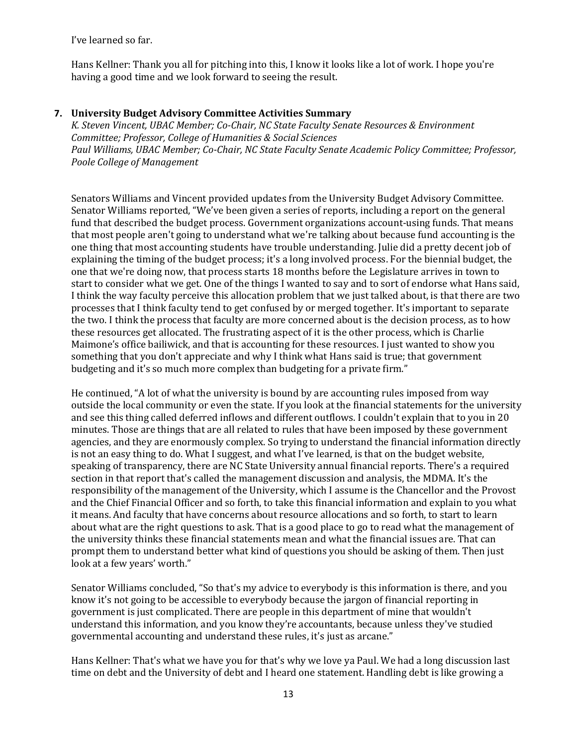I've learned so far.

Hans Kellner: Thank you all for pitching into this, I know it looks like a lot of work. I hope you're having a good time and we look forward to seeing the result.

**7. University Budget Advisory Committee Activities Summary**

*K. Steven Vincent, UBAC Member; Co-Chair, NC State Faculty Senate Resources & Environment Committee; Professor, College of Humanities & Social Sciences*
*Paul Williams, UBAC Member; Co-Chair, NC State Faculty Senate Academic Policy Committee; Professor, Poole College of Management*

Senators Williams and Vincent provided updates from the University Budget Advisory Committee. Senator Williams reported, "We've been given a series of reports, including a report on the general fund that described the budget process. Government organizations account-using funds. That means that most people aren't going to understand what we're talking about because fund accounting is the one thing that most accounting students have trouble understanding. Julie did a pretty decent job of explaining the timing of the budget process; it's a long involved process. For the biennial budget, the one that we're doing now, that process starts 18 months before the Legislature arrives in town to start to consider what we get. One of the things I wanted to say and to sort of endorse what Hans said, I think the way faculty perceive this allocation problem that we just talked about, is that there are two processes that I think faculty tend to get confused by or merged together. It's important to separate the two. I think the process that faculty are more concerned about is the decision process, as to how these resources get allocated. The frustrating aspect of it is the other process, which is Charlie Maimone's office bailiwick, and that is accounting for these resources. I just wanted to show you something that you don't appreciate and why I think what Hans said is true; that government budgeting and it's so much more complex than budgeting for a private firm."

He continued, "A lot of what the university is bound by are accounting rules imposed from way outside the local community or even the state. If you look at the financial statements for the university and see this thing called deferred inflows and different outflows. I couldn't explain that to you in 20 minutes. Those are things that are all related to rules that have been imposed by these government agencies, and they are enormously complex. So trying to understand the financial information directly is not an easy thing to do. What I suggest, and what I've learned, is that on the budget website, speaking of transparency, there are NC State University annual financial reports. There's a required section in that report that's called the management discussion and analysis, the MDMA. It's the responsibility of the management of the University, which I assume is the Chancellor and the Provost and the Chief Financial Officer and so forth, to take this financial information and explain to you what it means. And faculty that have concerns about resource allocations and so forth, to start to learn about what are the right questions to ask. That is a good place to go to read what the management of the university thinks these financial statements mean and what the financial issues are. That can prompt them to understand better what kind of questions you should be asking of them. Then just look at a few years' worth."

Senator Williams concluded, "So that's my advice to everybody is this information is there, and you know it's not going to be accessible to everybody because the jargon of financial reporting in government is just complicated. There are people in this department of mine that wouldn't understand this information, and you know they're accountants, because unless they've studied governmental accounting and understand these rules, it's just as arcane."

Hans Kellner: That's what we have you for that's why we love ya Paul. We had a long discussion last time on debt and the University of debt and I heard one statement. Handling debt is like growing a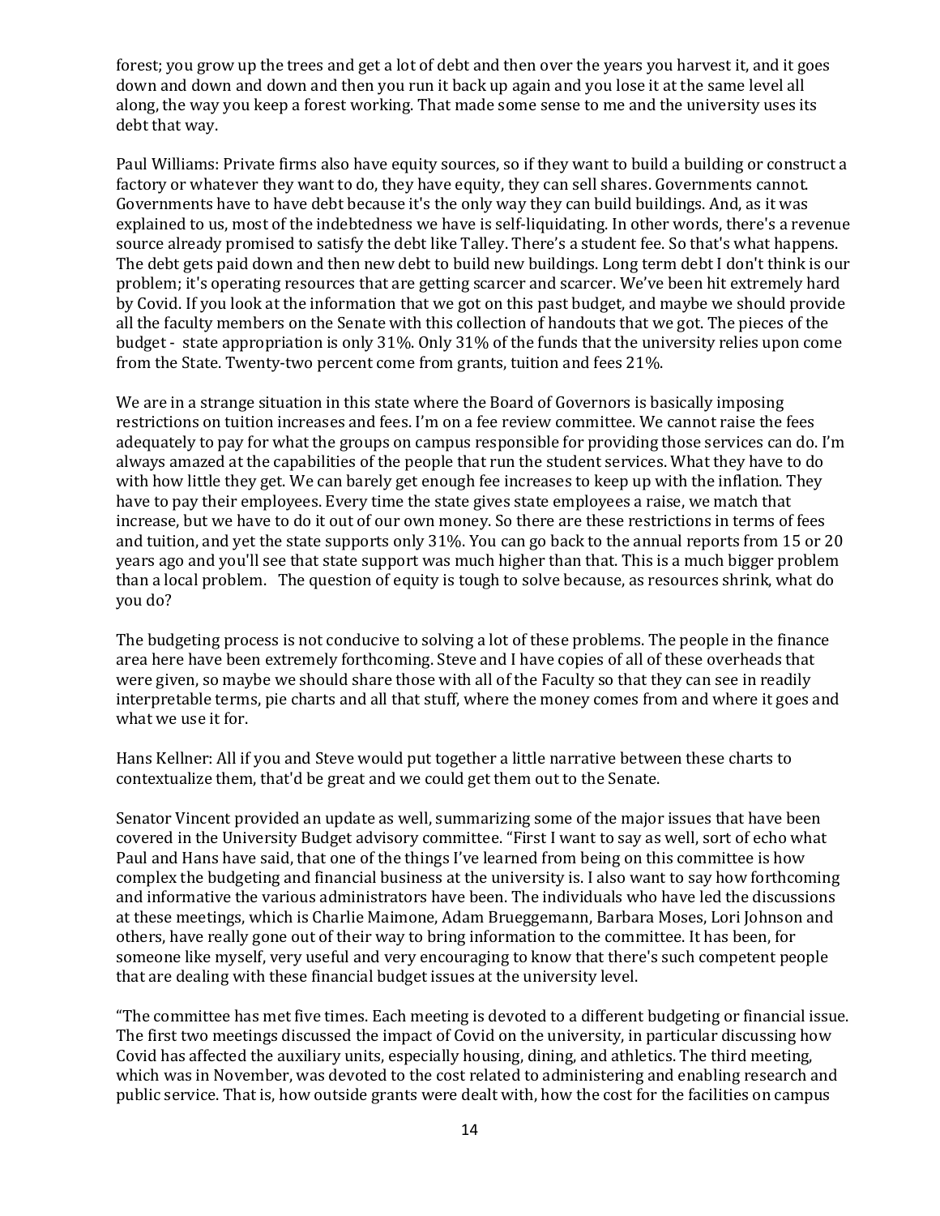forest; you grow up the trees and get a lot of debt and then over the years you harvest it, and it goes down and down and down and then you run it back up again and you lose it at the same level all along, the way you keep a forest working. That made some sense to me and the university uses its debt that way.

Paul Williams: Private firms also have equity sources, so if they want to build a building or construct a factory or whatever they want to do, they have equity, they can sell shares. Governments cannot. Governments have to have debt because it's the only way they can build buildings. And, as it was explained to us, most of the indebtedness we have is self-liquidating. In other words, there's a revenue source already promised to satisfy the debt like Talley. There's a student fee. So that's what happens. The debt gets paid down and then new debt to build new buildings. Long term debt I don't think is our problem; it's operating resources that are getting scarcer and scarcer. We've been hit extremely hard by Covid. If you look at the information that we got on this past budget, and maybe we should provide all the faculty members on the Senate with this collection of handouts that we got. The pieces of the budget - state appropriation is only 31%. Only 31% of the funds that the university relies upon come from the State. Twenty-two percent come from grants, tuition and fees 21%.

We are in a strange situation in this state where the Board of Governors is basically imposing restrictions on tuition increases and fees. I'm on a fee review committee. We cannot raise the fees adequately to pay for what the groups on campus responsible for providing those services can do. I'm always amazed at the capabilities of the people that run the student services. What they have to do with how little they get. We can barely get enough fee increases to keep up with the inflation. They have to pay their employees. Every time the state gives state employees a raise, we match that increase, but we have to do it out of our own money. So there are these restrictions in terms of fees and tuition, and yet the state supports only 31%. You can go back to the annual reports from 15 or 20 years ago and you'll see that state support was much higher than that. This is a much bigger problem than a local problem. The question of equity is tough to solve because, as resources shrink, what do you do?

The budgeting process is not conducive to solving a lot of these problems. The people in the finance area here have been extremely forthcoming. Steve and I have copies of all of these overheads that were given, so maybe we should share those with all of the Faculty so that they can see in readily interpretable terms, pie charts and all that stuff, where the money comes from and where it goes and what we use it for.

Hans Kellner: All if you and Steve would put together a little narrative between these charts to contextualize them, that'd be great and we could get them out to the Senate.

Senator Vincent provided an update as well, summarizing some of the major issues that have been covered in the University Budget advisory committee. "First I want to say as well, sort of echo what Paul and Hans have said, that one of the things I've learned from being on this committee is how complex the budgeting and financial business at the university is. I also want to say how forthcoming and informative the various administrators have been. The individuals who have led the discussions at these meetings, which is Charlie Maimone, Adam Brueggemann, Barbara Moses, Lori Johnson and others, have really gone out of their way to bring information to the committee. It has been, for someone like myself, very useful and very encouraging to know that there's such competent people that are dealing with these financial budget issues at the university level.

"The committee has met five times. Each meeting is devoted to a different budgeting or financial issue. The first two meetings discussed the impact of Covid on the university, in particular discussing how Covid has affected the auxiliary units, especially housing, dining, and athletics. The third meeting, which was in November, was devoted to the cost related to administering and enabling research and public service. That is, how outside grants were dealt with, how the cost for the facilities on campus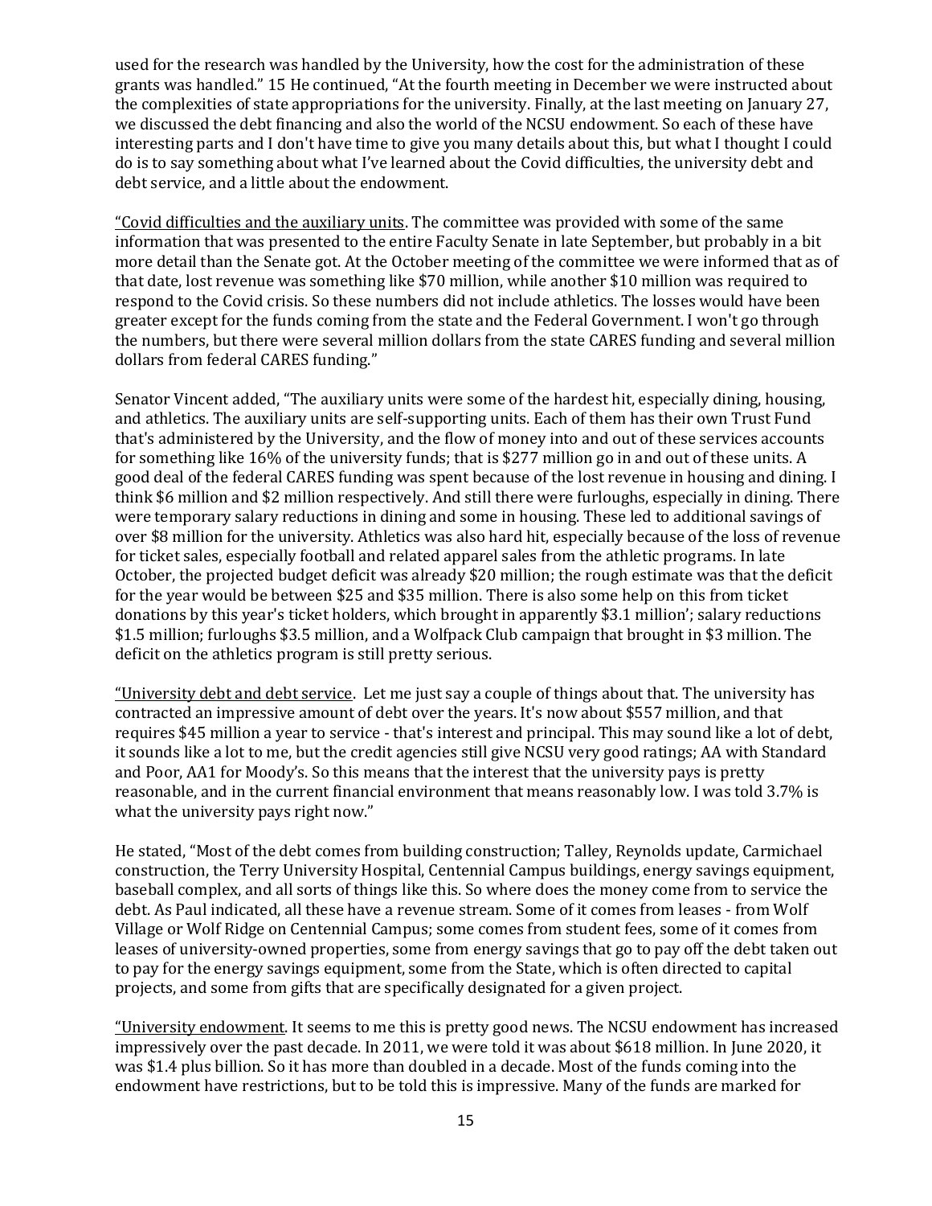used for the research was handled by the University, how the cost for the administration of these grants was handled." 15 He continued, "At the fourth meeting in December we were instructed about the complexities of state appropriations for the university. Finally, at the last meeting on January 27, we discussed the debt financing and also the world of the NCSU endowment. So each of these have interesting parts and I don't have time to give you many details about this, but what I thought I could do is to say something about what I've learned about the Covid difficulties, the university debt and debt service, and a little about the endowment.

"Covid difficulties and the auxiliary units. The committee was provided with some of the same information that was presented to the entire Faculty Senate in late September, but probably in a bit more detail than the Senate got. At the October meeting of the committee we were informed that as of that date, lost revenue was something like $70 million, while another $10 million was required to respond to the Covid crisis. So these numbers did not include athletics. The losses would have been greater except for the funds coming from the state and the Federal Government. I won't go through the numbers, but there were several million dollars from the state CARES funding and several million dollars from federal CARES funding."

Senator Vincent added, "The auxiliary units were some of the hardest hit, especially dining, housing, and athletics. The auxiliary units are self-supporting units. Each of them has their own Trust Fund that's administered by the University, and the flow of money into and out of these services accounts for something like 16% of the university funds; that is $277 million go in and out of these units. A good deal of the federal CARES funding was spent because of the lost revenue in housing and dining. I think $6 million and $2 million respectively. And still there were furloughs, especially in dining. There were temporary salary reductions in dining and some in housing. These led to additional savings of over $8 million for the university. Athletics was also hard hit, especially because of the loss of revenue for ticket sales, especially football and related apparel sales from the athletic programs. In late October, the projected budget deficit was already $20 million; the rough estimate was that the deficit for the year would be between $25 and $35 million. There is also some help on this from ticket donations by this year's ticket holders, which brought in apparently $3.1 million'; salary reductions $1.5 million; furloughs $3.5 million, and a Wolfpack Club campaign that brought in $3 million. The deficit on the athletics program is still pretty serious.

"University debt and debt service. Let me just say a couple of things about that. The university has contracted an impressive amount of debt over the years. It's now about $557 million, and that requires $45 million a year to service - that's interest and principal. This may sound like a lot of debt, it sounds like a lot to me, but the credit agencies still give NCSU very good ratings; AA with Standard and Poor, AA1 for Moody's. So this means that the interest that the university pays is pretty reasonable, and in the current financial environment that means reasonably low. I was told 3.7% is what the university pays right now."

He stated, "Most of the debt comes from building construction; Talley, Reynolds update, Carmichael construction, the Terry University Hospital, Centennial Campus buildings, energy savings equipment, baseball complex, and all sorts of things like this. So where does the money come from to service the debt. As Paul indicated, all these have a revenue stream. Some of it comes from leases - from Wolf Village or Wolf Ridge on Centennial Campus; some comes from student fees, some of it comes from leases of university-owned properties, some from energy savings that go to pay off the debt taken out to pay for the energy savings equipment, some from the State, which is often directed to capital projects, and some from gifts that are specifically designated for a given project.

"University endowment. It seems to me this is pretty good news. The NCSU endowment has increased impressively over the past decade. In 2011, we were told it was about $618 million. In June 2020, it was $1.4 plus billion. So it has more than doubled in a decade. Most of the funds coming into the endowment have restrictions, but to be told this is impressive. Many of the funds are marked for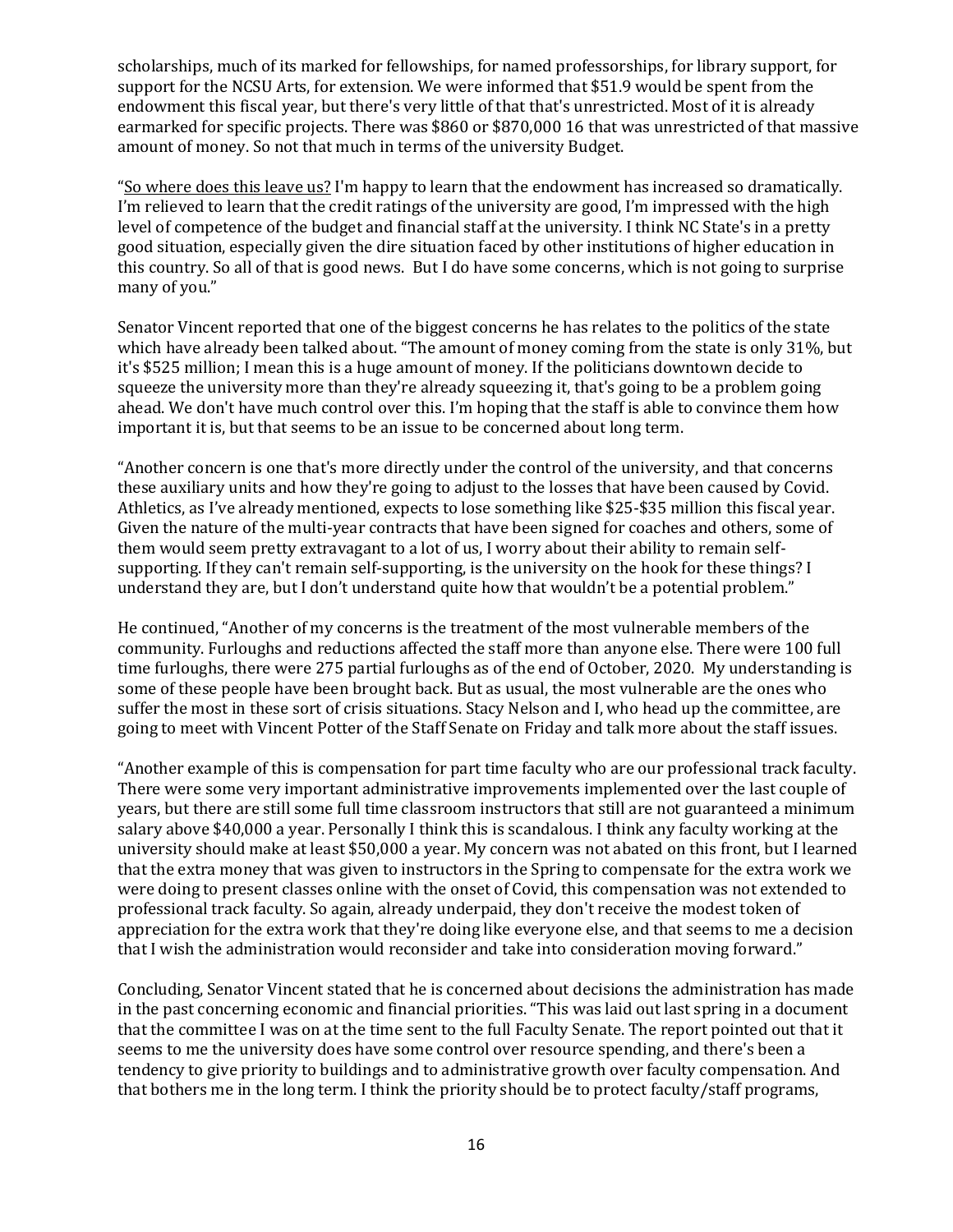scholarships, much of its marked for fellowships, for named professorships, for library support, for support for the NCSU Arts, for extension. We were informed that $51.9 would be spent from the endowment this fiscal year, but there's very little of that that's unrestricted. Most of it is already earmarked for specific projects. There was $860 or $870,000 16 that was unrestricted of that massive amount of money. So not that much in terms of the university Budget.

"<u>So where does this leave us?</u> I'm happy to learn that the endowment has increased so dramatically. I'm relieved to learn that the credit ratings of the university are good, I'm impressed with the high level of competence of the budget and financial staff at the university. I think NC State's in a pretty good situation, especially given the dire situation faced by other institutions of higher education in this country. So all of that is good news. But I do have some concerns, which is not going to surprise many of you."

Senator Vincent reported that one of the biggest concerns he has relates to the politics of the state which have already been talked about. "The amount of money coming from the state is only 31%, but it's $525 million; I mean this is a huge amount of money. If the politicians downtown decide to squeeze the university more than they're already squeezing it, that's going to be a problem going ahead. We don't have much control over this. I'm hoping that the staff is able to convince them how important it is, but that seems to be an issue to be concerned about long term.

"Another concern is one that's more directly under the control of the university, and that concerns these auxiliary units and how they're going to adjust to the losses that have been caused by Covid. Athletics, as I've already mentioned, expects to lose something like $25-$35 million this fiscal year. Given the nature of the multi-year contracts that have been signed for coaches and others, some of them would seem pretty extravagant to a lot of us, I worry about their ability to remain self-supporting. If they can't remain self-supporting, is the university on the hook for these things? I understand they are, but I don't understand quite how that wouldn't be a potential problem."

He continued, "Another of my concerns is the treatment of the most vulnerable members of the community. Furloughs and reductions affected the staff more than anyone else. There were 100 full time furloughs, there were 275 partial furloughs as of the end of October, 2020. My understanding is some of these people have been brought back. But as usual, the most vulnerable are the ones who suffer the most in these sort of crisis situations. Stacy Nelson and I, who head up the committee, are going to meet with Vincent Potter of the Staff Senate on Friday and talk more about the staff issues.

"Another example of this is compensation for part time faculty who are our professional track faculty. There were some very important administrative improvements implemented over the last couple of years, but there are still some full time classroom instructors that still are not guaranteed a minimum salary above $40,000 a year. Personally I think this is scandalous. I think any faculty working at the university should make at least $50,000 a year. My concern was not abated on this front, but I learned that the extra money that was given to instructors in the Spring to compensate for the extra work we were doing to present classes online with the onset of Covid, this compensation was not extended to professional track faculty. So again, already underpaid, they don't receive the modest token of appreciation for the extra work that they're doing like everyone else, and that seems to me a decision that I wish the administration would reconsider and take into consideration moving forward."

Concluding, Senator Vincent stated that he is concerned about decisions the administration has made in the past concerning economic and financial priorities. "This was laid out last spring in a document that the committee I was on at the time sent to the full Faculty Senate. The report pointed out that it seems to me the university does have some control over resource spending, and there's been a tendency to give priority to buildings and to administrative growth over faculty compensation. And that bothers me in the long term. I think the priority should be to protect faculty/staff programs,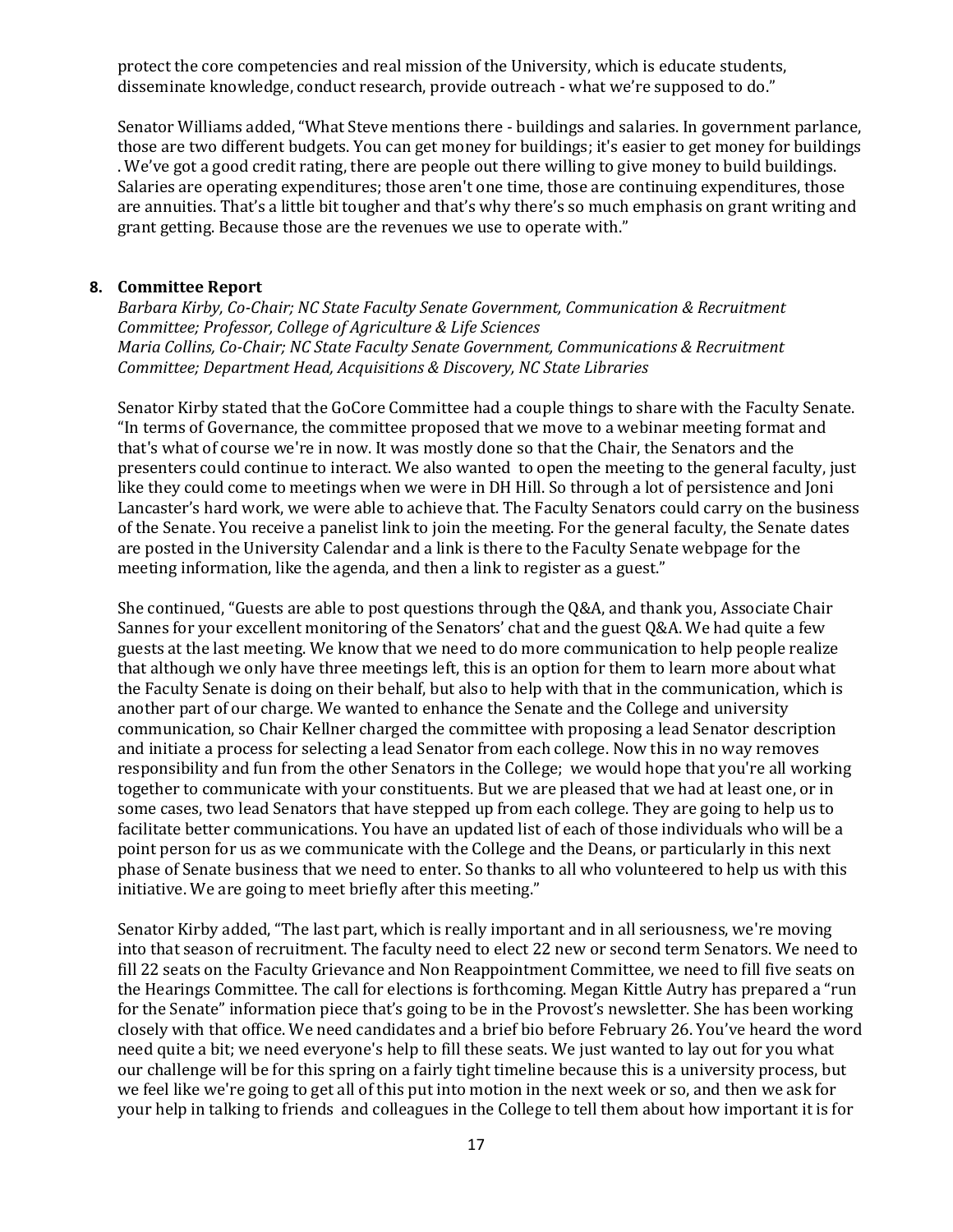protect the core competencies and real mission of the University, which is educate students, disseminate knowledge, conduct research, provide outreach - what we're supposed to do."

Senator Williams added, "What Steve mentions there - buildings and salaries. In government parlance, those are two different budgets. You can get money for buildings; it's easier to get money for buildings . We've got a good credit rating, there are people out there willing to give money to build buildings. Salaries are operating expenditures; those aren't one time, those are continuing expenditures, those are annuities. That's a little bit tougher and that's why there's so much emphasis on grant writing and grant getting. Because those are the revenues we use to operate with."

**8. Committee Report**

*Barbara Kirby, Co-Chair; NC State Faculty Senate Government, Communication & Recruitment Committee; Professor, College of Agriculture & Life Sciences*
*Maria Collins, Co-Chair; NC State Faculty Senate Government, Communications & Recruitment Committee; Department Head, Acquisitions & Discovery, NC State Libraries*

Senator Kirby stated that the GoCore Committee had a couple things to share with the Faculty Senate. "In terms of Governance, the committee proposed that we move to a webinar meeting format and that's what of course we're in now. It was mostly done so that the Chair, the Senators and the presenters could continue to interact. We also wanted to open the meeting to the general faculty, just like they could come to meetings when we were in DH Hill. So through a lot of persistence and Joni Lancaster's hard work, we were able to achieve that. The Faculty Senators could carry on the business of the Senate. You receive a panelist link to join the meeting. For the general faculty, the Senate dates are posted in the University Calendar and a link is there to the Faculty Senate webpage for the meeting information, like the agenda, and then a link to register as a guest."

She continued, "Guests are able to post questions through the Q&A, and thank you, Associate Chair Sannes for your excellent monitoring of the Senators' chat and the guest Q&A. We had quite a few guests at the last meeting. We know that we need to do more communication to help people realize that although we only have three meetings left, this is an option for them to learn more about what the Faculty Senate is doing on their behalf, but also to help with that in the communication, which is another part of our charge. We wanted to enhance the Senate and the College and university communication, so Chair Kellner charged the committee with proposing a lead Senator description and initiate a process for selecting a lead Senator from each college. Now this in no way removes responsibility and fun from the other Senators in the College; we would hope that you're all working together to communicate with your constituents. But we are pleased that we had at least one, or in some cases, two lead Senators that have stepped up from each college. They are going to help us to facilitate better communications. You have an updated list of each of those individuals who will be a point person for us as we communicate with the College and the Deans, or particularly in this next phase of Senate business that we need to enter. So thanks to all who volunteered to help us with this initiative. We are going to meet briefly after this meeting."

Senator Kirby added, "The last part, which is really important and in all seriousness, we're moving into that season of recruitment. The faculty need to elect 22 new or second term Senators. We need to fill 22 seats on the Faculty Grievance and Non Reappointment Committee, we need to fill five seats on the Hearings Committee. The call for elections is forthcoming. Megan Kittle Autry has prepared a "run for the Senate" information piece that's going to be in the Provost's newsletter. She has been working closely with that office. We need candidates and a brief bio before February 26. You've heard the word need quite a bit; we need everyone's help to fill these seats. We just wanted to lay out for you what our challenge will be for this spring on a fairly tight timeline because this is a university process, but we feel like we're going to get all of this put into motion in the next week or so, and then we ask for your help in talking to friends and colleagues in the College to tell them about how important it is for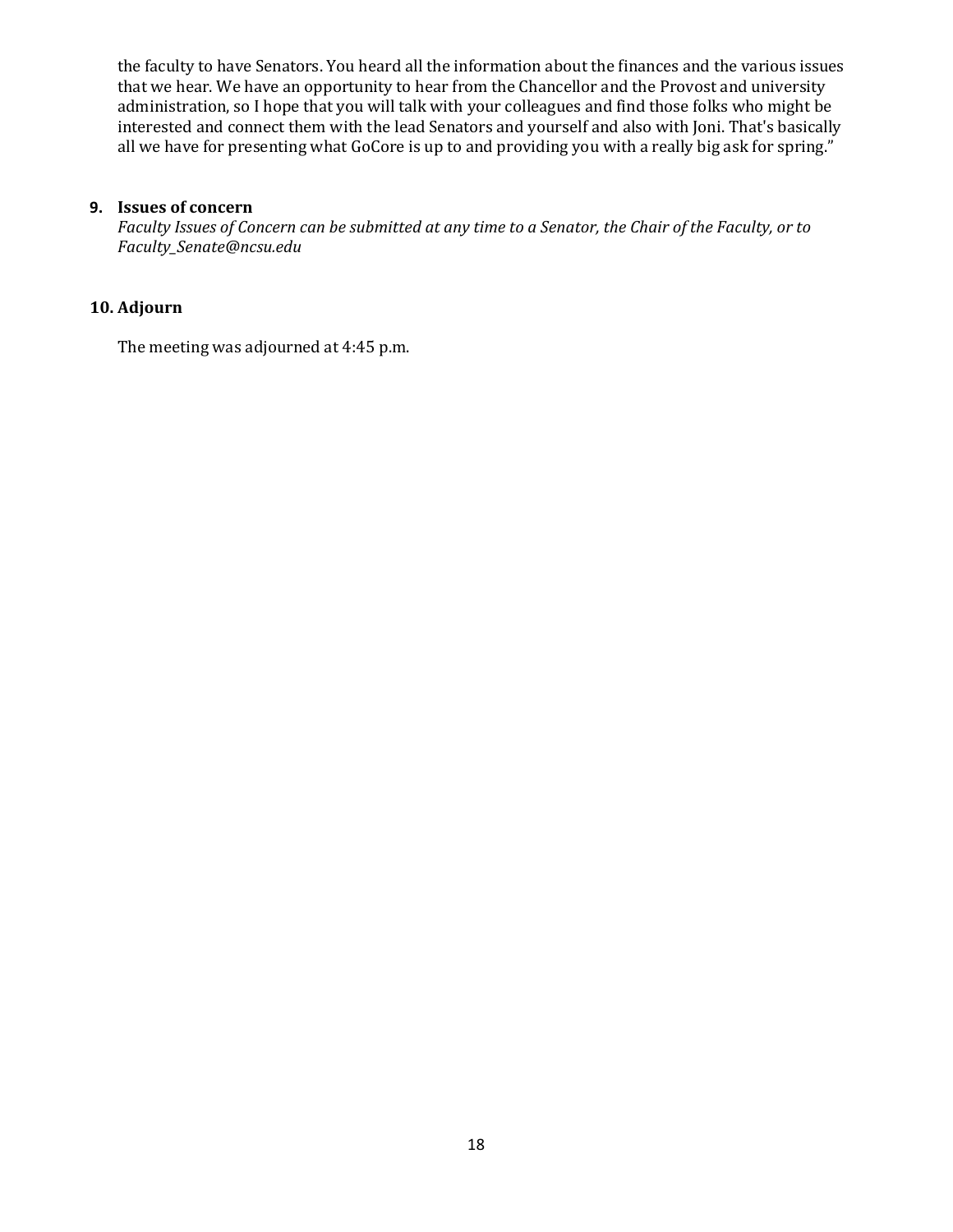the faculty to have Senators. You heard all the information about the finances and the various issues that we hear. We have an opportunity to hear from the Chancellor and the Provost and university administration, so I hope that you will talk with your colleagues and find those folks who might be interested and connect them with the lead Senators and yourself and also with Joni. That's basically all we have for presenting what GoCore is up to and providing you with a really big ask for spring."

**9. Issues of concern**

*Faculty Issues of Concern can be submitted at any time to a Senator, the Chair of the Faculty, or to Faculty_Senate@ncsu.edu*

**10. Adjourn**

The meeting was adjourned at 4:45 p.m.